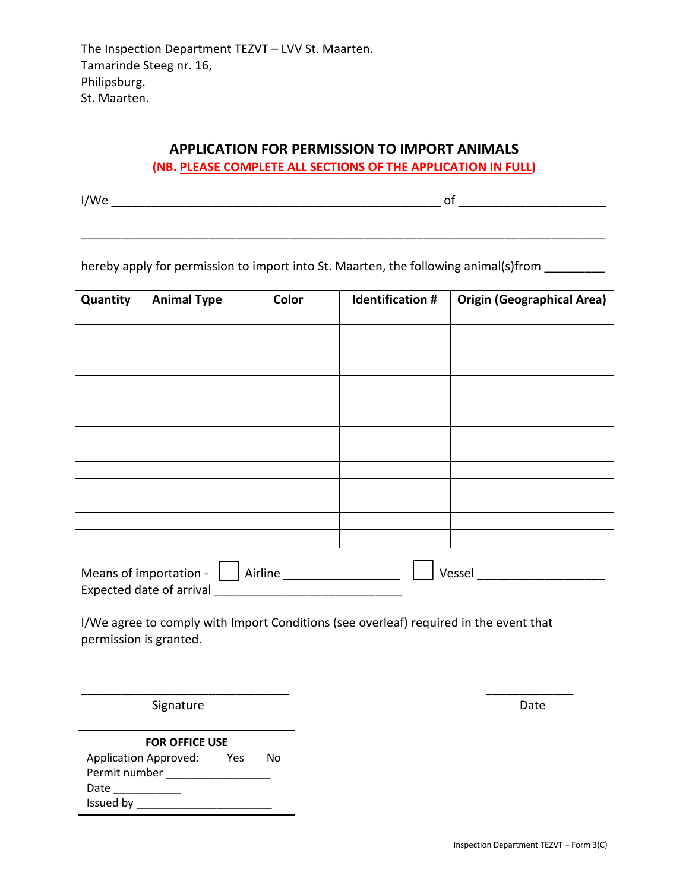The Inspection Department TEZVT – LVV St. Maarten.
Tamarinde Steeg nr. 16,
Philipsburg.
St. Maarten.

## APPLICATION FOR PERMISSION TO IMPORT ANIMALS

**(NB. PLEASE COMPLETE ALL SECTIONS OF THE APPLICATION IN FULL)**

I/We ________________________________________________ of _____________________

___________________________________________________________________________

hereby apply for permission to import into St. Maarten, the following animal(s)from ________

| Quantity | Animal Type | Color | Identification # | Origin (Geographical Area) |
|---|---|---|---|---|
| | | | | |
| | | | | |
| | | | | |
| | | | | |
| | | | | |
| | | | | |
| | | | | |
| | | | | |
| | | | | |
| | | | | |
| | | | | |
| | | | | |
| | | | | |
| | | | | |

Means of importation - ☐ Airline _________________ ☐ Vessel __________________
Expected date of arrival ___________________________

I/We agree to comply with Import Conditions (see overleaf) required in the event that permission is granted.

______________________________ Signature

_____________ Date

**FOR OFFICE USE**
Application Approved: Yes No
Permit number ________________
Date ___________
Issued by _____________________

Inspection Department TEZVT – Form 3(C)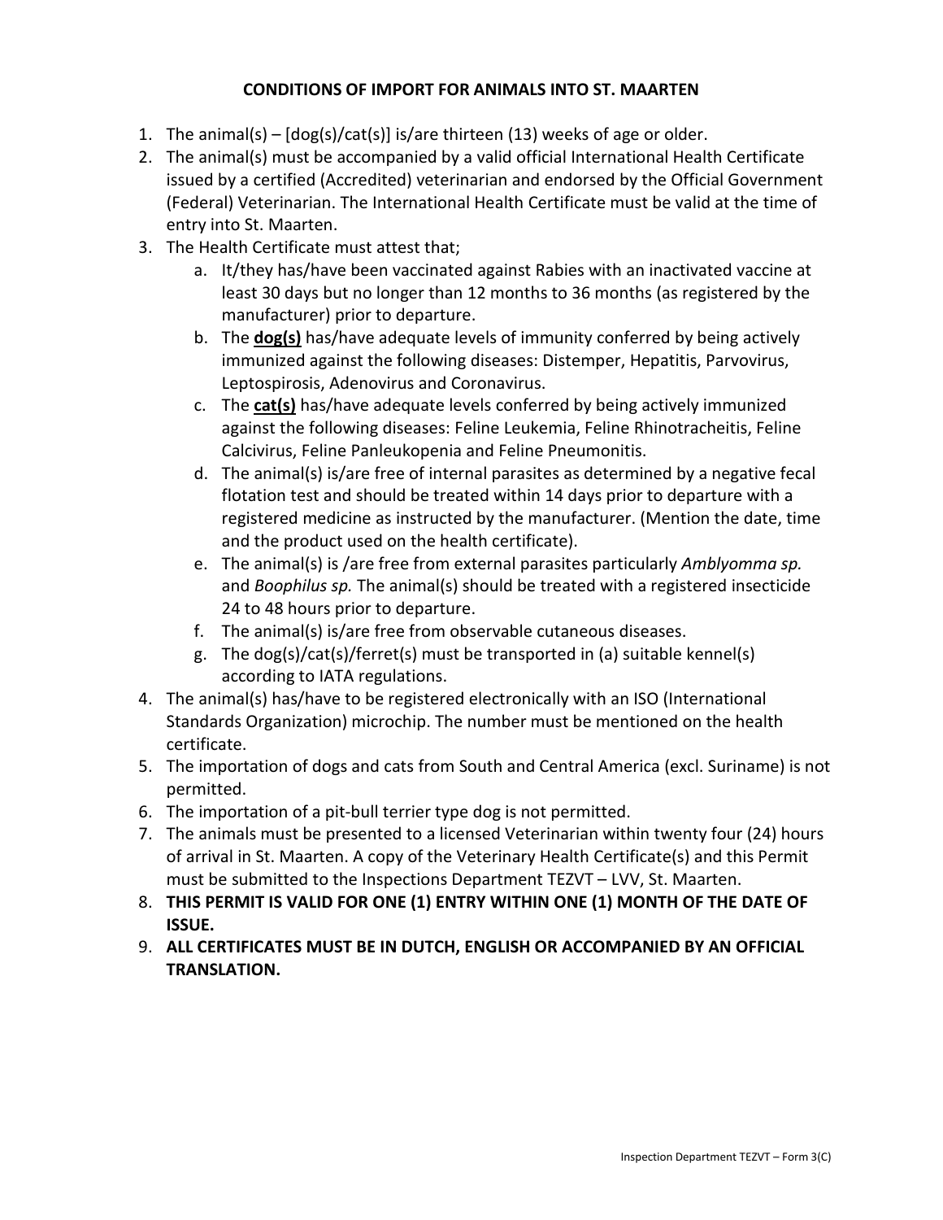# CONDITIONS OF IMPORT FOR ANIMALS INTO ST. MAARTEN

1. The animal(s) – [dog(s)/cat(s)] is/are thirteen (13) weeks of age or older.
2. The animal(s) must be accompanied by a valid official International Health Certificate issued by a certified (Accredited) veterinarian and endorsed by the Official Government (Federal) Veterinarian. The International Health Certificate must be valid at the time of entry into St. Maarten.
3. The Health Certificate must attest that;
   a. It/they has/have been vaccinated against Rabies with an inactivated vaccine at least 30 days but no longer than 12 months to 36 months (as registered by the manufacturer) prior to departure.
   b. The **dog(s)** has/have adequate levels of immunity conferred by being actively immunized against the following diseases: Distemper, Hepatitis, Parvovirus, Leptospirosis, Adenovirus and Coronavirus.
   c. The **cat(s)** has/have adequate levels conferred by being actively immunized against the following diseases: Feline Leukemia, Feline Rhinotracheitis, Feline Calcivirus, Feline Panleukopenia and Feline Pneumonitis.
   d. The animal(s) is/are free of internal parasites as determined by a negative fecal flotation test and should be treated within 14 days prior to departure with a registered medicine as instructed by the manufacturer. (Mention the date, time and the product used on the health certificate).
   e. The animal(s) is /are free from external parasites particularly *Amblyomma sp.* and *Boophilus sp.* The animal(s) should be treated with a registered insecticide 24 to 48 hours prior to departure.
   f. The animal(s) is/are free from observable cutaneous diseases.
   g. The dog(s)/cat(s)/ferret(s) must be transported in (a) suitable kennel(s) according to IATA regulations.
4. The animal(s) has/have to be registered electronically with an ISO (International Standards Organization) microchip. The number must be mentioned on the health certificate.
5. The importation of dogs and cats from South and Central America (excl. Suriname) is not permitted.
6. The importation of a pit-bull terrier type dog is not permitted.
7. The animals must be presented to a licensed Veterinarian within twenty four (24) hours of arrival in St. Maarten. A copy of the Veterinary Health Certificate(s) and this Permit must be submitted to the Inspections Department TEZVT – LVV, St. Maarten.
8. **THIS PERMIT IS VALID FOR ONE (1) ENTRY WITHIN ONE (1) MONTH OF THE DATE OF ISSUE.**
9. **ALL CERTIFICATES MUST BE IN DUTCH, ENGLISH OR ACCOMPANIED BY AN OFFICIAL TRANSLATION.**

Inspection Department TEZVT – Form 3(C)